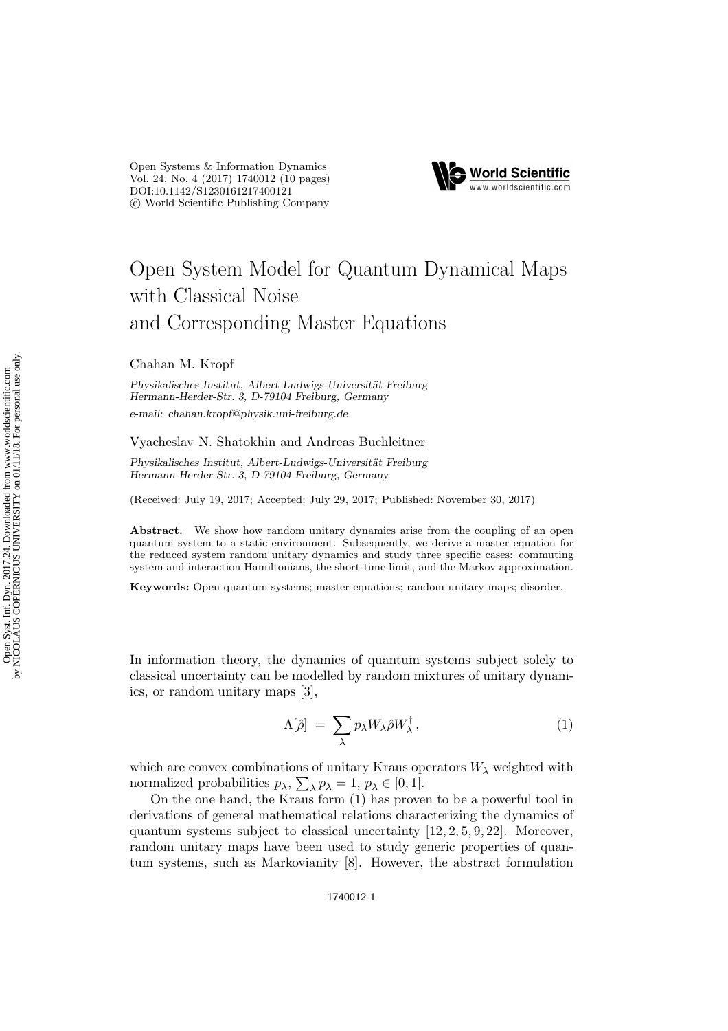# Open System Model for Quantum Dynamical Maps with Classical Noise and Corresponding Master Equations

Chahan M. Kropf

*Physikalisches Institut, Albert-Ludwigs-Universität Freiburg Hermann-Herder-Str. 3, D-79104 Freiburg, Germany*

*e-mail: chahan.kropf@physik.uni-freiburg.de*

Vyacheslav N. Shatokhin and Andreas Buchleitner

*Physikalisches Institut, Albert-Ludwigs-Universität Freiburg Hermann-Herder-Str. 3, D-79104 Freiburg, Germany*

(Received: July 19, 2017; Accepted: July 29, 2017; Published: November 30, 2017)

**Abstract.** We show how random unitary dynamics arise from the coupling of an open quantum system to a static environment. Subsequently, we derive a master equation for the reduced system random unitary dynamics and study three specific cases: commuting system and interaction Hamiltonians, the short-time limit, and the Markov approximation.

**Keywords:** Open quantum systems; master equations; random unitary maps; disorder.

In information theory, the dynamics of quantum systems subject solely to classical uncertainty can be modelled by random mixtures of unitary dynamics, or random unitary maps [3],

$$\Lambda[\hat{\rho}] = \sum_{\lambda} p_{\lambda} W_{\lambda} \hat{\rho} W_{\lambda}^{\dagger}, \tag{1}$$

which are convex combinations of unitary Kraus operators $W_{\lambda}$ weighted with normalized probabilities $p_{\lambda}$, $\sum_{\lambda} p_{\lambda} = 1$, $p_{\lambda} \in [0, 1]$.

On the one hand, the Kraus form (1) has proven to be a powerful tool in derivations of general mathematical relations characterizing the dynamics of quantum systems subject to classical uncertainty [12, 2, 5, 9, 22]. Moreover, random unitary maps have been used to study generic properties of quantum systems, such as Markovianity [8]. However, the abstract formulation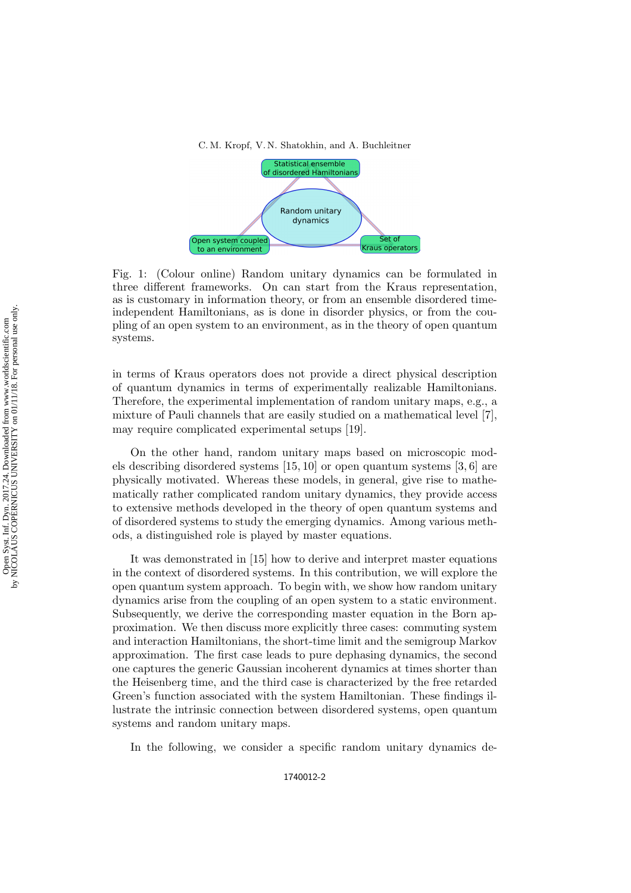Fig. 1: (Colour online) Random unitary dynamics can be formulated in three different frameworks. On can start from the Kraus representation, as is customary in information theory, or from an ensemble disordered time-independent Hamiltonians, as is done in disorder physics, or from the coupling of an open system to an environment, as in the theory of open quantum systems.

in terms of Kraus operators does not provide a direct physical description of quantum dynamics in terms of experimentally realizable Hamiltonians. Therefore, the experimental implementation of random unitary maps, e.g., a mixture of Pauli channels that are easily studied on a mathematical level [7], may require complicated experimental setups [19].

On the other hand, random unitary maps based on microscopic models describing disordered systems [15, 10] or open quantum systems [3, 6] are physically motivated. Whereas these models, in general, give rise to mathematically rather complicated random unitary dynamics, they provide access to extensive methods developed in the theory of open quantum systems and of disordered systems to study the emerging dynamics. Among various methods, a distinguished role is played by master equations.

It was demonstrated in [15] how to derive and interpret master equations in the context of disordered systems. In this contribution, we will explore the open quantum system approach. To begin with, we show how random unitary dynamics arise from the coupling of an open system to a static environment. Subsequently, we derive the corresponding master equation in the Born approximation. We then discuss more explicitly three cases: commuting system and interaction Hamiltonians, the short-time limit and the semigroup Markov approximation. The first case leads to pure dephasing dynamics, the second one captures the generic Gaussian incoherent dynamics at times shorter than the Heisenberg time, and the third case is characterized by the free retarded Green's function associated with the system Hamiltonian. These findings illustrate the intrinsic connection between disordered systems, open quantum systems and random unitary maps.

In the following, we consider a specific random unitary dynamics de-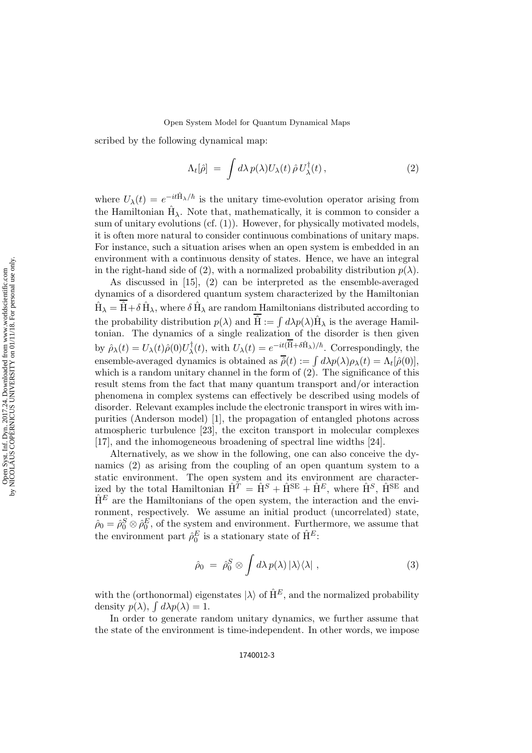scribed by the following dynamical map:

$$\Lambda_t[\hat{\rho}] \;=\; \int d\lambda \, p(\lambda) U_\lambda(t) \, \hat{\rho} \, U_\lambda^\dagger(t) \,, \tag{2}$$

where $U_\lambda(t) = e^{-it\hat{\mathrm{H}}_\lambda/\hbar}$ is the unitary time-evolution operator arising from the Hamiltonian $\hat{\mathrm{H}}_\lambda$. Note that, mathematically, it is common to consider a sum of unitary evolutions (cf. (1)). However, for physically motivated models, it is often more natural to consider continuous combinations of unitary maps. For instance, such a situation arises when an open system is embedded in an environment with a continuous density of states. Hence, we have an integral in the right-hand side of (2), with a normalized probability distribution $p(\lambda)$.

As discussed in [15], (2) can be interpreted as the ensemble-averaged dynamics of a disordered quantum system characterized by the Hamiltonian $\hat{\mathrm{H}}_\lambda = \overline{\hat{\mathrm{H}}} + \delta \, \hat{\mathrm{H}}_\lambda$, where $\delta \, \hat{\mathrm{H}}_\lambda$ are random Hamiltonians distributed according to the probability distribution $p(\lambda)$ and $\overline{\hat{\mathrm{H}}} := \int d\lambda p(\lambda) \hat{\mathrm{H}}_\lambda$ is the average Hamiltonian. The dynamics of a single realization of the disorder is then given by $\hat{\rho}_\lambda(t) = U_\lambda(t) \hat{\rho}(0) U_\lambda^\dagger(t)$, with $U_\lambda(t) = e^{-it(\overline{\hat{\mathrm{H}}} + \delta \hat{\mathrm{H}}_\lambda)/\hbar}$. Correspondingly, the ensemble-averaged dynamics is obtained as $\overline{\hat{\rho}}(t) := \int d\lambda p(\lambda) \rho_\lambda(t) = \Lambda_t[\hat{\rho}(0)]$, which is a random unitary channel in the form of (2). The significance of this result stems from the fact that many quantum transport and/or interaction phenomena in complex systems can effectively be described using models of disorder. Relevant examples include the electronic transport in wires with impurities (Anderson model) [1], the propagation of entangled photons across atmospheric turbulence [23], the exciton transport in molecular complexes [17], and the inhomogeneous broadening of spectral line widths [24].

Alternatively, as we show in the following, one can also conceive the dynamics (2) as arising from the coupling of an open quantum system to a static environment. The open system and its environment are characterized by the total Hamiltonian $\hat{\mathrm{H}}^T = \hat{\mathrm{H}}^S + \hat{\mathrm{H}}^{\mathrm{SE}} + \hat{\mathrm{H}}^E$, where $\hat{\mathrm{H}}^S$, $\hat{\mathrm{H}}^{\mathrm{SE}}$ and $\hat{\mathrm{H}}^E$ are the Hamiltonians of the open system, the interaction and the environment, respectively. We assume an initial product (uncorrelated) state, $\hat{\rho}_0 = \hat{\rho}_0^S \otimes \hat{\rho}_0^E$, of the system and environment. Furthermore, we assume that the environment part $\hat{\rho}_0^E$ is a stationary state of $\hat{\mathrm{H}}^E$:

$$\hat{\rho}_0 \;=\; \hat{\rho}_0^S \otimes \int d\lambda \, p(\lambda) \, |\lambda\rangle\langle\lambda| \;, \tag{3}$$

with the (orthonormal) eigenstates $|\lambda\rangle$ of $\hat{\mathrm{H}}^E$, and the normalized probability density $p(\lambda)$, $\int d\lambda p(\lambda) = 1$.

In order to generate random unitary dynamics, we further assume that the state of the environment is time-independent. In other words, we impose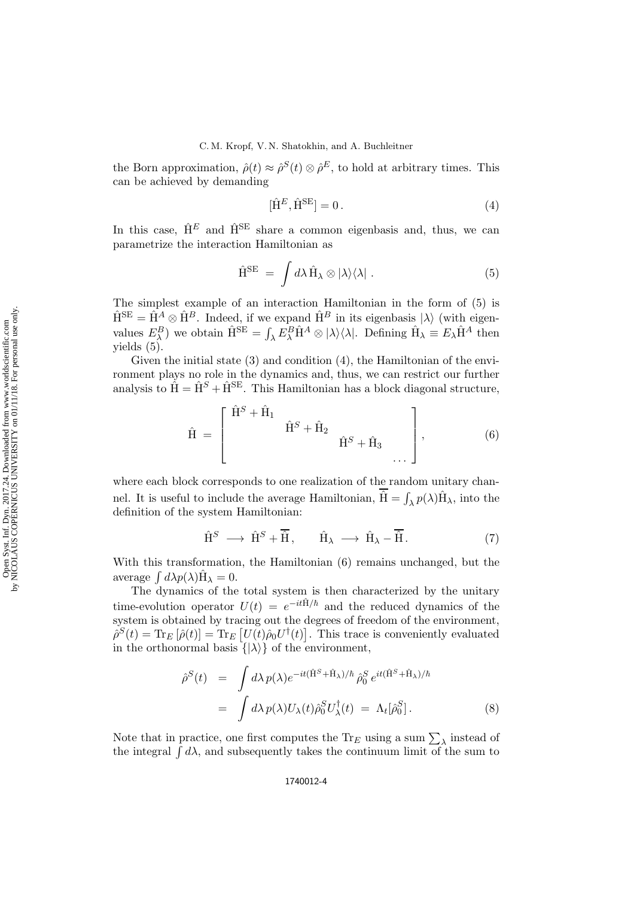the Born approximation, $\hat{\rho}(t) \approx \hat{\rho}^S(t) \otimes \hat{\rho}^E$, to hold at arbitrary times. This can be achieved by demanding

$$[\hat{\mathrm{H}}^E, \hat{\mathrm{H}}^{\mathrm{SE}}] = 0\,. \tag{4}$$

In this case, $\hat{\mathrm{H}}^E$ and $\hat{\mathrm{H}}^{\mathrm{SE}}$ share a common eigenbasis and, thus, we can parametrize the interaction Hamiltonian as

$$\hat{\mathrm{H}}^{\mathrm{SE}} \;=\; \int d\lambda\, \hat{\mathrm{H}}_\lambda \otimes |\lambda\rangle\langle\lambda| \;. \tag{5}$$

The simplest example of an interaction Hamiltonian in the form of (5) is $\hat{\mathrm{H}}^{\mathrm{SE}} = \hat{\mathrm{H}}^A \otimes \hat{\mathrm{H}}^B$. Indeed, if we expand $\hat{\mathrm{H}}^B$ in its eigenbasis $|\lambda\rangle$ (with eigenvalues $E^B_\lambda$) we obtain $\hat{\mathrm{H}}^{\mathrm{SE}} = \int_\lambda E^B_\lambda \hat{\mathrm{H}}^A \otimes |\lambda\rangle\langle\lambda|$. Defining $\hat{\mathrm{H}}_\lambda \equiv E_\lambda \hat{\mathrm{H}}^A$ then yields (5).

Given the initial state (3) and condition (4), the Hamiltonian of the environment plays no role in the dynamics and, thus, we can restrict our further analysis to $\hat{\mathrm{H}} = \hat{\mathrm{H}}^S + \hat{\mathrm{H}}^{\mathrm{SE}}$. This Hamiltonian has a block diagonal structure,

$$\hat{\mathrm{H}} \;=\; \begin{bmatrix} \hat{\mathrm{H}}^S + \hat{\mathrm{H}}_1 & & & \\ & \hat{\mathrm{H}}^S + \hat{\mathrm{H}}_2 & & \\ & & \hat{\mathrm{H}}^S + \hat{\mathrm{H}}_3 & \\ & & & \cdots \end{bmatrix}, \tag{6}$$

where each block corresponds to one realization of the random unitary channel. It is useful to include the average Hamiltonian, $\overline{\hat{\mathrm{H}}} = \int_\lambda p(\lambda)\hat{\mathrm{H}}_\lambda$, into the definition of the system Hamiltonian:

$$\hat{\mathrm{H}}^S \;\longrightarrow\; \hat{\mathrm{H}}^S + \overline{\hat{\mathrm{H}}}\,, \qquad \hat{\mathrm{H}}_\lambda \;\longrightarrow\; \hat{\mathrm{H}}_\lambda - \overline{\hat{\mathrm{H}}}\,. \tag{7}$$

With this transformation, the Hamiltonian (6) remains unchanged, but the average $\int d\lambda p(\lambda)\hat{\mathrm{H}}_\lambda = 0$.

The dynamics of the total system is then characterized by the unitary time-evolution operator $U(t) = e^{-it\hat{\mathrm{H}}/\hbar}$ and the reduced dynamics of the system is obtained by tracing out the degrees of freedom of the environment, $\hat{\rho}^S(t) = \mathrm{Tr}_E\left[\hat{\rho}(t)\right] = \mathrm{Tr}_E\left[U(t)\hat{\rho}_0 U^\dagger(t)\right]$. This trace is conveniently evaluated in the orthonormal basis $\{|\lambda\rangle\}$ of the environment,

$$\begin{aligned} \hat{\rho}^S(t) \;&=\; \int d\lambda\, p(\lambda) e^{-it(\hat{\mathrm{H}}^S + \hat{\mathrm{H}}_\lambda)/\hbar}\, \hat{\rho}^S_0\, e^{it(\hat{\mathrm{H}}^S + \hat{\mathrm{H}}_\lambda)/\hbar} \\ &=\; \int d\lambda\, p(\lambda) U_\lambda(t) \hat{\rho}^S_0 U^\dagger_\lambda(t) \;=\; \Lambda_t[\hat{\rho}^S_0]\,. \end{aligned} \tag{8}$$

Note that in practice, one first computes the $\mathrm{Tr}_E$ using a sum $\sum_\lambda$ instead of the integral $\int d\lambda$, and subsequently takes the continuum limit of the sum to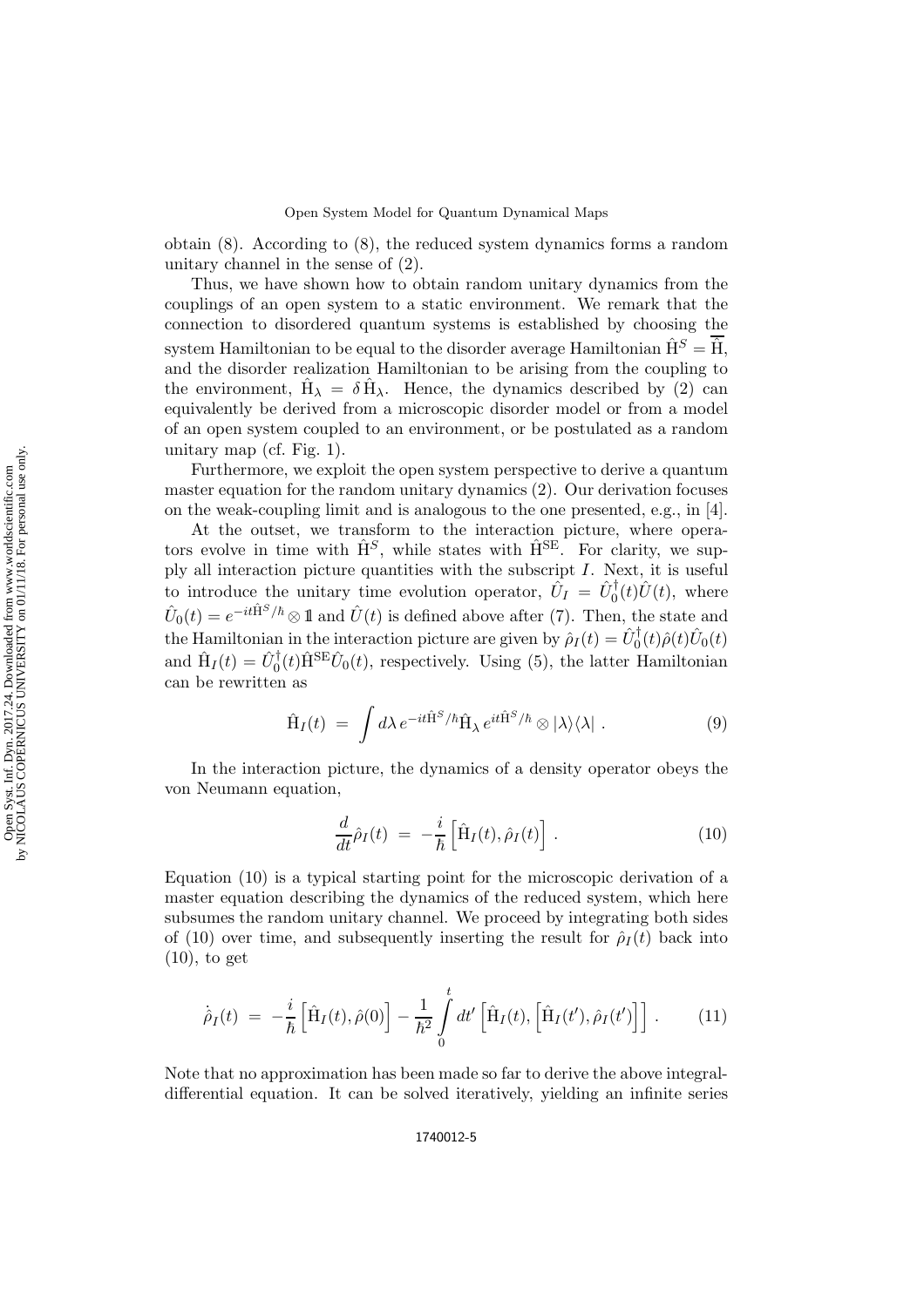obtain (8). According to (8), the reduced system dynamics forms a random unitary channel in the sense of (2).

Thus, we have shown how to obtain random unitary dynamics from the couplings of an open system to a static environment. We remark that the connection to disordered quantum systems is established by choosing the system Hamiltonian to be equal to the disorder average Hamiltonian $\hat{\mathrm{H}}^S = \overline{\hat{\mathrm{H}}}$, and the disorder realization Hamiltonian to be arising from the coupling to the environment, $\hat{\mathrm{H}}_\lambda = \delta \hat{\mathrm{H}}_\lambda$. Hence, the dynamics described by (2) can equivalently be derived from a microscopic disorder model or from a model of an open system coupled to an environment, or be postulated as a random unitary map (cf. Fig. 1).

Furthermore, we exploit the open system perspective to derive a quantum master equation for the random unitary dynamics (2). Our derivation focuses on the weak-coupling limit and is analogous to the one presented, e.g., in [4].

At the outset, we transform to the interaction picture, where operators evolve in time with $\hat{\mathrm{H}}^S$, while states with $\hat{\mathrm{H}}^{\mathrm{SE}}$. For clarity, we supply all interaction picture quantities with the subscript $I$. Next, it is useful to introduce the unitary time evolution operator, $\hat{U}_I = \hat{U}_0^\dagger(t)\hat{U}(t)$, where $\hat{U}_0(t) = e^{-it\hat{\mathrm{H}}^S/\hbar} \otimes \mathbb{1}$ and $\hat{U}(t)$ is defined above after (7). Then, the state and the Hamiltonian in the interaction picture are given by $\hat{\rho}_I(t) = \hat{U}_0^\dagger(t)\hat{\rho}(t)\hat{U}_0(t)$ and $\hat{\mathrm{H}}_I(t) = \hat{U}_0^\dagger(t)\hat{\mathrm{H}}^{\mathrm{SE}}\hat{U}_0(t)$, respectively. Using (5), the latter Hamiltonian can be rewritten as

$$\hat{\mathrm{H}}_I(t) \;=\; \int d\lambda \, e^{-it\hat{\mathrm{H}}^S/\hbar}\hat{\mathrm{H}}_\lambda \, e^{it\hat{\mathrm{H}}^S/\hbar} \otimes |\lambda\rangle\langle\lambda| \; . \tag{9}$$

In the interaction picture, the dynamics of a density operator obeys the von Neumann equation,

$$\frac{d}{dt}\hat{\rho}_I(t) \;=\; -\frac{i}{\hbar}\left[\hat{\mathrm{H}}_I(t), \hat{\rho}_I(t)\right] . \tag{10}$$

Equation (10) is a typical starting point for the microscopic derivation of a master equation describing the dynamics of the reduced system, which here subsumes the random unitary channel. We proceed by integrating both sides of (10) over time, and subsequently inserting the result for $\hat{\rho}_I(t)$ back into (10), to get

$$\dot{\hat{\rho}}_I(t) \;=\; -\frac{i}{\hbar}\left[\hat{\mathrm{H}}_I(t), \hat{\rho}(0)\right] - \frac{1}{\hbar^2}\int_0^t dt' \left[\hat{\mathrm{H}}_I(t), \left[\hat{\mathrm{H}}_I(t'), \hat{\rho}_I(t')\right]\right] . \tag{11}$$

Note that no approximation has been made so far to derive the above integral-differential equation. It can be solved iteratively, yielding an infinite series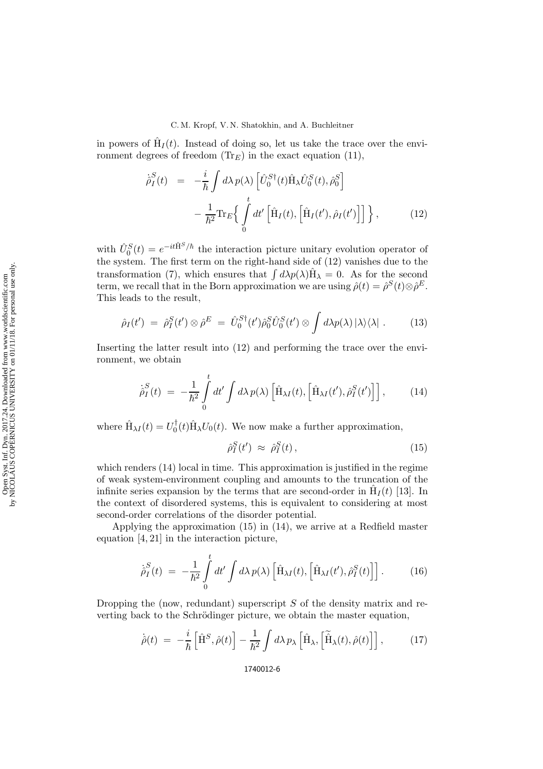in powers of $\hat{\mathrm{H}}_I(t)$. Instead of doing so, let us take the trace over the environment degrees of freedom ($\mathrm{Tr}_E$) in the exact equation (11),

$$
\begin{aligned}
\dot{\hat{\rho}}_I^S(t) &= -\frac{i}{\hbar}\int d\lambda\, p(\lambda)\left[\hat{U}_0^{S\dagger}(t)\hat{\mathrm{H}}_\lambda \hat{U}_0^S(t), \hat{\rho}_0^S\right] \\
&\quad - \frac{1}{\hbar^2}\mathrm{Tr}_E\Big\{\int_0^t dt' \left[\hat{\mathrm{H}}_I(t), \left[\hat{\mathrm{H}}_I(t'), \hat{\rho}_I(t')\right]\right]\Big\}\,,
\end{aligned} \tag{12}
$$

with $\hat{U}_0^S(t) = e^{-it\hat{\mathrm{H}}^S/\hbar}$ the interaction picture unitary evolution operator of the system. The first term on the right-hand side of (12) vanishes due to the transformation (7), which ensures that $\int d\lambda p(\lambda)\hat{\mathrm{H}}_\lambda = 0$. As for the second term, we recall that in the Born approximation we are using $\hat{\rho}(t) = \hat{\rho}^S(t)\otimes\hat{\rho}^E$. This leads to the result,

$$
\hat{\rho}_I(t') \;=\; \hat{\rho}_I^S(t')\otimes\hat{\rho}^E \;=\; \hat{U}_0^{S\dagger}(t')\hat{\rho}_0^S\hat{U}_0^S(t')\otimes\int d\lambda p(\lambda)\,|\lambda\rangle\langle\lambda|\;. \tag{13}
$$

Inserting the latter result into (12) and performing the trace over the environment, we obtain

$$
\dot{\hat{\rho}}_I^S(t) \;=\; -\frac{1}{\hbar^2}\int_0^t dt' \int d\lambda\, p(\lambda)\left[\hat{\mathrm{H}}_{\lambda I}(t), \left[\hat{\mathrm{H}}_{\lambda I}(t'), \hat{\rho}_I^S(t')\right]\right], \tag{14}
$$

where $\hat{\mathrm{H}}_{\lambda I}(t) = U_0^\dagger(t)\hat{\mathrm{H}}_\lambda U_0(t)$. We now make a further approximation,

$$
\hat{\rho}_I^S(t') \;\approx\; \hat{\rho}_I^S(t)\,, \tag{15}
$$

which renders (14) local in time. This approximation is justified in the regime of weak system-environment coupling and amounts to the truncation of the infinite series expansion by the terms that are second-order in $\hat{\mathrm{H}}_I(t)$ [13]. In the context of disordered systems, this is equivalent to considering at most second-order correlations of the disorder potential.

Applying the approximation (15) in (14), we arrive at a Redfield master equation [4, 21] in the interaction picture,

$$
\dot{\hat{\rho}}_I^S(t) \;=\; -\frac{1}{\hbar^2}\int_0^t dt' \int d\lambda\, p(\lambda)\left[\hat{\mathrm{H}}_{\lambda I}(t), \left[\hat{\mathrm{H}}_{\lambda I}(t'), \hat{\rho}_I^S(t)\right]\right]. \tag{16}
$$

Dropping the (now, redundant) superscript $S$ of the density matrix and reverting back to the Schrödinger picture, we obtain the master equation,

$$
\dot{\hat{\rho}}(t) \;=\; -\frac{i}{\hbar}\left[\hat{\mathrm{H}}^S, \hat{\rho}(t)\right] - \frac{1}{\hbar^2}\int d\lambda\, p_\lambda\left[\hat{\mathrm{H}}_\lambda, \left[\widetilde{\hat{\mathrm{H}}}_\lambda(t), \hat{\rho}(t)\right]\right], \tag{17}
$$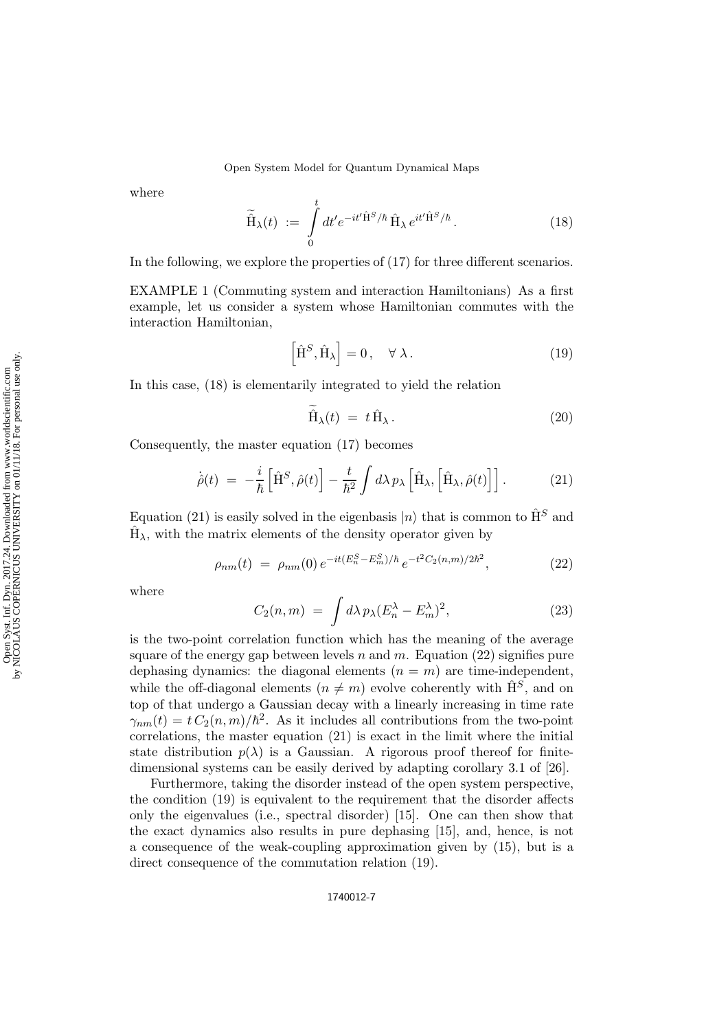where

$$\widetilde{\hat{\mathrm{H}}}_\lambda(t) := \int\limits_0^t dt' e^{-it'\hat{\mathrm{H}}^S/\hbar}\,\hat{\mathrm{H}}_\lambda\, e^{it'\hat{\mathrm{H}}^S/\hbar}. \tag{18}$$

In the following, we explore the properties of (17) for three different scenarios.

EXAMPLE 1 (Commuting system and interaction Hamiltonians) As a first example, let us consider a system whose Hamiltonian commutes with the interaction Hamiltonian,

$$\left[\hat{\mathrm{H}}^S, \hat{\mathrm{H}}_\lambda\right] = 0\,, \quad \forall\, \lambda\,. \tag{19}$$

In this case, (18) is elementarily integrated to yield the relation

$$\widetilde{\hat{\mathrm{H}}}_\lambda(t) = t\,\hat{\mathrm{H}}_\lambda\,. \tag{20}$$

Consequently, the master equation (17) becomes

$$\dot{\hat{\rho}}(t) = -\frac{i}{\hbar}\left[\hat{\mathrm{H}}^S, \hat{\rho}(t)\right] - \frac{t}{\hbar^2}\int d\lambda\, p_\lambda \left[\hat{\mathrm{H}}_\lambda, \left[\hat{\mathrm{H}}_\lambda, \hat{\rho}(t)\right]\right]. \tag{21}$$

Equation (21) is easily solved in the eigenbasis $|n\rangle$ that is common to $\hat{\mathrm{H}}^S$ and $\hat{\mathrm{H}}_\lambda$, with the matrix elements of the density operator given by

$$\rho_{nm}(t) = \rho_{nm}(0)\, e^{-it(E_n^S - E_m^S)/\hbar}\, e^{-t^2 C_2(n,m)/2\hbar^2}, \tag{22}$$

where

$$C_2(n,m) = \int d\lambda\, p_\lambda (E_n^\lambda - E_m^\lambda)^2, \tag{23}$$

is the two-point correlation function which has the meaning of the average square of the energy gap between levels $n$ and $m$. Equation (22) signifies pure dephasing dynamics: the diagonal elements ($n = m$) are time-independent, while the off-diagonal elements ($n \neq m$) evolve coherently with $\hat{\mathrm{H}}^S$, and on top of that undergo a Gaussian decay with a linearly increasing in time rate $\gamma_{nm}(t) = t\, C_2(n,m)/\hbar^2$. As it includes all contributions from the two-point correlations, the master equation (21) is exact in the limit where the initial state distribution $p(\lambda)$ is a Gaussian. A rigorous proof thereof for finite-dimensional systems can be easily derived by adapting corollary 3.1 of [26].

Furthermore, taking the disorder instead of the open system perspective, the condition (19) is equivalent to the requirement that the disorder affects only the eigenvalues (i.e., spectral disorder) [15]. One can then show that the exact dynamics also results in pure dephasing [15], and, hence, is not a consequence of the weak-coupling approximation given by (15), but is a direct consequence of the commutation relation (19).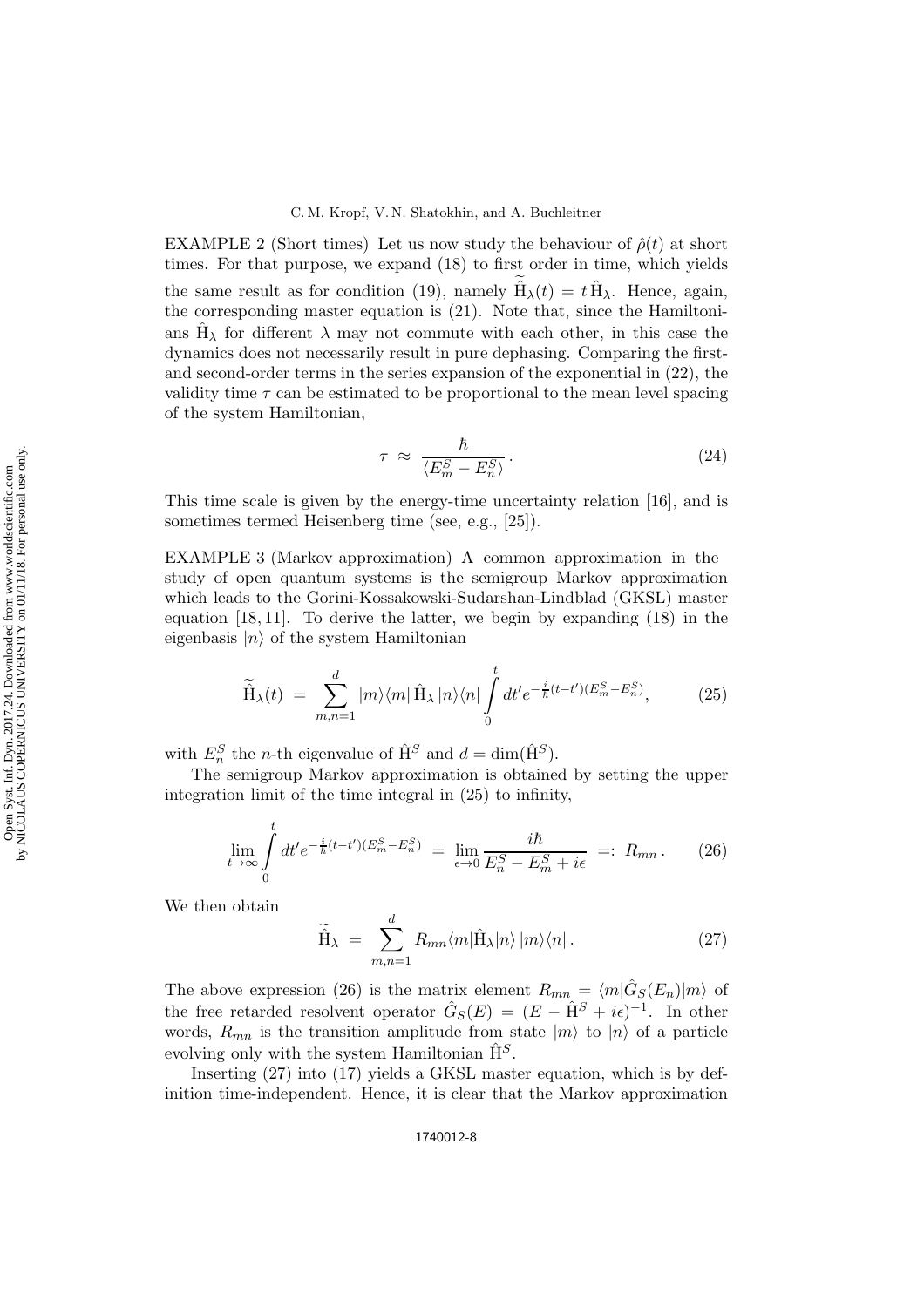EXAMPLE 2 (Short times) Let us now study the behaviour of $\hat{\rho}(t)$ at short times. For that purpose, we expand (18) to first order in time, which yields the same result as for condition (19), namely $\widetilde{\hat{\mathrm{H}}}_\lambda(t) = t\,\hat{\mathrm{H}}_\lambda$. Hence, again, the corresponding master equation is (21). Note that, since the Hamiltonians $\hat{\mathrm{H}}_\lambda$ for different $\lambda$ may not commute with each other, in this case the dynamics does not necessarily result in pure dephasing. Comparing the first- and second-order terms in the series expansion of the exponential in (22), the validity time $\tau$ can be estimated to be proportional to the mean level spacing of the system Hamiltonian,

$$\tau \;\approx\; \frac{\hbar}{\langle E_m^S - E_n^S\rangle}\,. \tag{24}$$

This time scale is given by the energy-time uncertainty relation [16], and is sometimes termed Heisenberg time (see, e.g., [25]).

EXAMPLE 3 (Markov approximation) A common approximation in the study of open quantum systems is the semigroup Markov approximation which leads to the Gorini-Kossakowski-Sudarshan-Lindblad (GKSL) master equation [18, 11]. To derive the latter, we begin by expanding (18) in the eigenbasis $|n\rangle$ of the system Hamiltonian

$$\widetilde{\hat{\mathrm{H}}}_\lambda(t) \;=\; \sum_{m,n=1}^{d} |m\rangle\langle m|\,\hat{\mathrm{H}}_\lambda\,|n\rangle\langle n| \int\limits_0^t dt' e^{-\frac{i}{\hbar}(t-t')(E_m^S - E_n^S)}, \tag{25}$$

with $E_n^S$ the $n$-th eigenvalue of $\hat{\mathrm{H}}^S$ and $d = \dim(\hat{\mathrm{H}}^S)$.

The semigroup Markov approximation is obtained by setting the upper integration limit of the time integral in (25) to infinity,

$$\lim_{t\to\infty} \int\limits_0^t dt' e^{-\frac{i}{\hbar}(t-t')(E_m^S - E_n^S)} \;=\; \lim_{\epsilon\to 0} \frac{i\hbar}{E_n^S - E_m^S + i\epsilon} \;=:\; R_{mn}\,. \tag{26}$$

We then obtain

$$\widetilde{\hat{\mathrm{H}}}_\lambda \;=\; \sum_{m,n=1}^{d} R_{mn}\langle m|\hat{\mathrm{H}}_\lambda|n\rangle\, |m\rangle\langle n|\,. \tag{27}$$

The above expression (26) is the matrix element $R_{mn} = \langle m|\hat{G}_S(E_n)|m\rangle$ of the free retarded resolvent operator $\hat{G}_S(E) = (E - \hat{\mathrm{H}}^S + i\epsilon)^{-1}$. In other words, $R_{mn}$ is the transition amplitude from state $|m\rangle$ to $|n\rangle$ of a particle evolving only with the system Hamiltonian $\hat{\mathrm{H}}^S$.

Inserting (27) into (17) yields a GKSL master equation, which is by definition time-independent. Hence, it is clear that the Markov approximation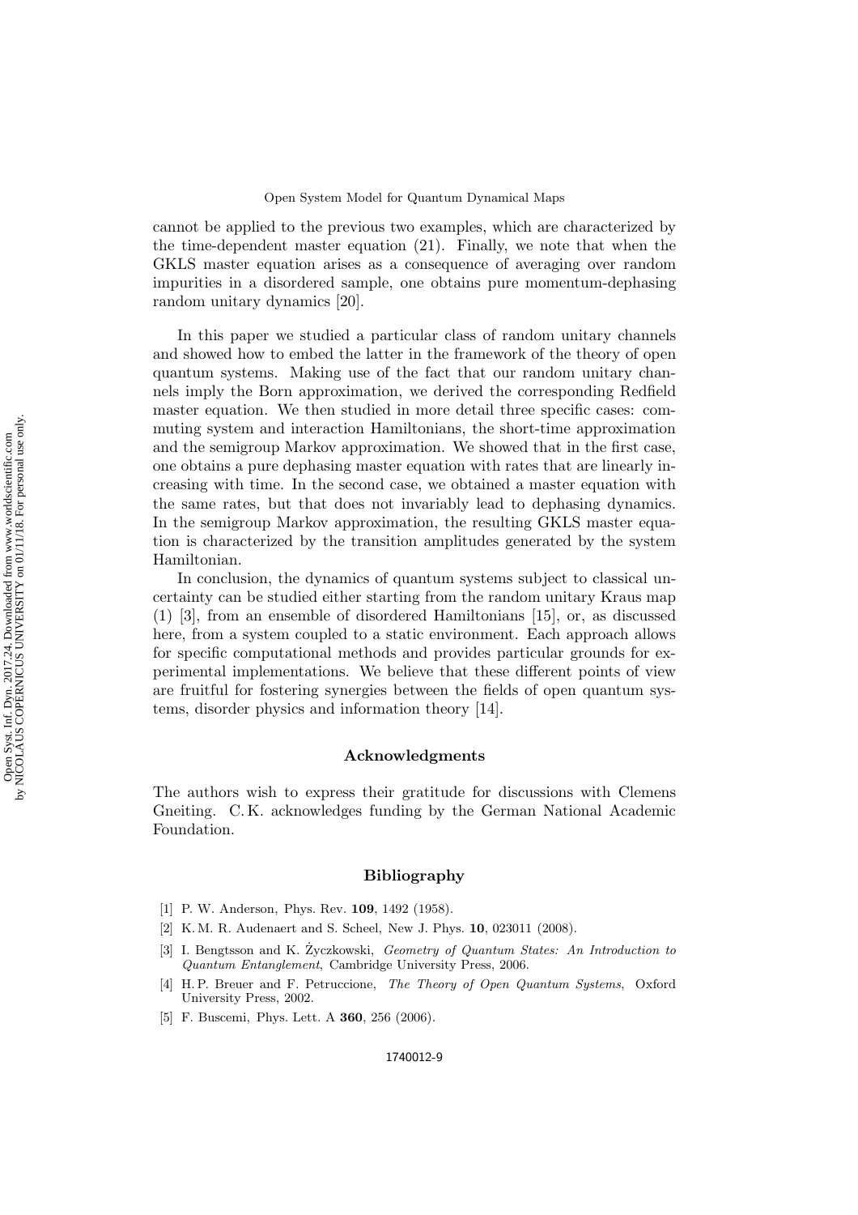cannot be applied to the previous two examples, which are characterized by the time-dependent master equation (21). Finally, we note that when the GKLS master equation arises as a consequence of averaging over random impurities in a disordered sample, one obtains pure momentum-dephasing random unitary dynamics [20].

In this paper we studied a particular class of random unitary channels and showed how to embed the latter in the framework of the theory of open quantum systems. Making use of the fact that our random unitary channels imply the Born approximation, we derived the corresponding Redfield master equation. We then studied in more detail three specific cases: commuting system and interaction Hamiltonians, the short-time approximation and the semigroup Markov approximation. We showed that in the first case, one obtains a pure dephasing master equation with rates that are linearly increasing with time. In the second case, we obtained a master equation with the same rates, but that does not invariably lead to dephasing dynamics. In the semigroup Markov approximation, the resulting GKLS master equation is characterized by the transition amplitudes generated by the system Hamiltonian.

In conclusion, the dynamics of quantum systems subject to classical uncertainty can be studied either starting from the random unitary Kraus map (1) [3], from an ensemble of disordered Hamiltonians [15], or, as discussed here, from a system coupled to a static environment. Each approach allows for specific computational methods and provides particular grounds for experimental implementations. We believe that these different points of view are fruitful for fostering synergies between the fields of open quantum systems, disorder physics and information theory [14].

## Acknowledgments

The authors wish to express their gratitude for discussions with Clemens Gneiting. C. K. acknowledges funding by the German National Academic Foundation.

## Bibliography

[1] P. W. Anderson, Phys. Rev. **109**, 1492 (1958).

[2] K. M. R. Audenaert and S. Scheel, New J. Phys. **10**, 023011 (2008).

[3] I. Bengtsson and K. Życzkowski, *Geometry of Quantum States: An Introduction to Quantum Entanglement*, Cambridge University Press, 2006.

[4] H. P. Breuer and F. Petruccione, *The Theory of Open Quantum Systems*, Oxford University Press, 2002.

[5] F. Buscemi, Phys. Lett. A **360**, 256 (2006).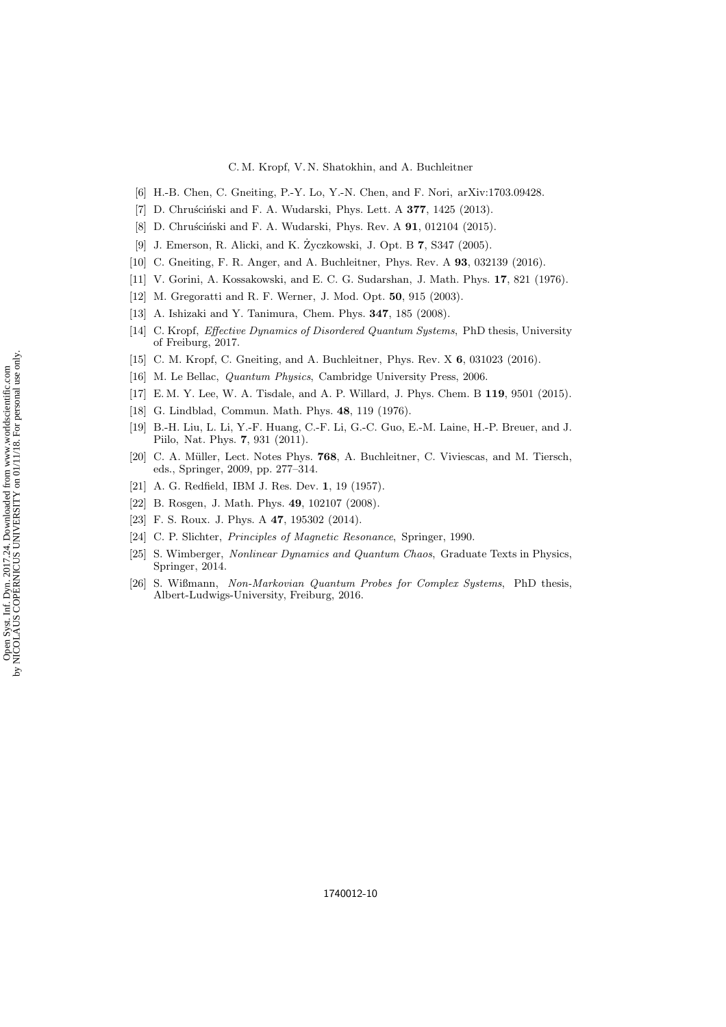[6] H.-B. Chen, C. Gneiting, P.-Y. Lo, Y.-N. Chen, and F. Nori, arXiv:1703.09428.

[7] D. Chruściński and F. A. Wudarski, Phys. Lett. A **377**, 1425 (2013).

[8] D. Chruściński and F. A. Wudarski, Phys. Rev. A **91**, 012104 (2015).

[9] J. Emerson, R. Alicki, and K. Życzkowski, J. Opt. B **7**, S347 (2005).

[10] C. Gneiting, F. R. Anger, and A. Buchleitner, Phys. Rev. A **93**, 032139 (2016).

[11] V. Gorini, A. Kossakowski, and E. C. G. Sudarshan, J. Math. Phys. **17**, 821 (1976).

[12] M. Gregoratti and R. F. Werner, J. Mod. Opt. **50**, 915 (2003).

[13] A. Ishizaki and Y. Tanimura, Chem. Phys. **347**, 185 (2008).

[14] C. Kropf, *Effective Dynamics of Disordered Quantum Systems*, PhD thesis, University of Freiburg, 2017.

[15] C. M. Kropf, C. Gneiting, and A. Buchleitner, Phys. Rev. X **6**, 031023 (2016).

[16] M. Le Bellac, *Quantum Physics*, Cambridge University Press, 2006.

[17] E. M. Y. Lee, W. A. Tisdale, and A. P. Willard, J. Phys. Chem. B **119**, 9501 (2015).

[18] G. Lindblad, Commun. Math. Phys. **48**, 119 (1976).

[19] B.-H. Liu, L. Li, Y.-F. Huang, C.-F. Li, G.-C. Guo, E.-M. Laine, H.-P. Breuer, and J. Piilo, Nat. Phys. **7**, 931 (2011).

[20] C. A. Müller, Lect. Notes Phys. **768**, A. Buchleitner, C. Viviescas, and M. Tiersch, eds., Springer, 2009, pp. 277–314.

[21] A. G. Redfield, IBM J. Res. Dev. **1**, 19 (1957).

[22] B. Rosgen, J. Math. Phys. **49**, 102107 (2008).

[23] F. S. Roux. J. Phys. A **47**, 195302 (2014).

[24] C. P. Slichter, *Principles of Magnetic Resonance*, Springer, 1990.

[25] S. Wimberger, *Nonlinear Dynamics and Quantum Chaos*, Graduate Texts in Physics, Springer, 2014.

[26] S. Wißmann, *Non-Markovian Quantum Probes for Complex Systems*, PhD thesis, Albert-Ludwigs-University, Freiburg, 2016.